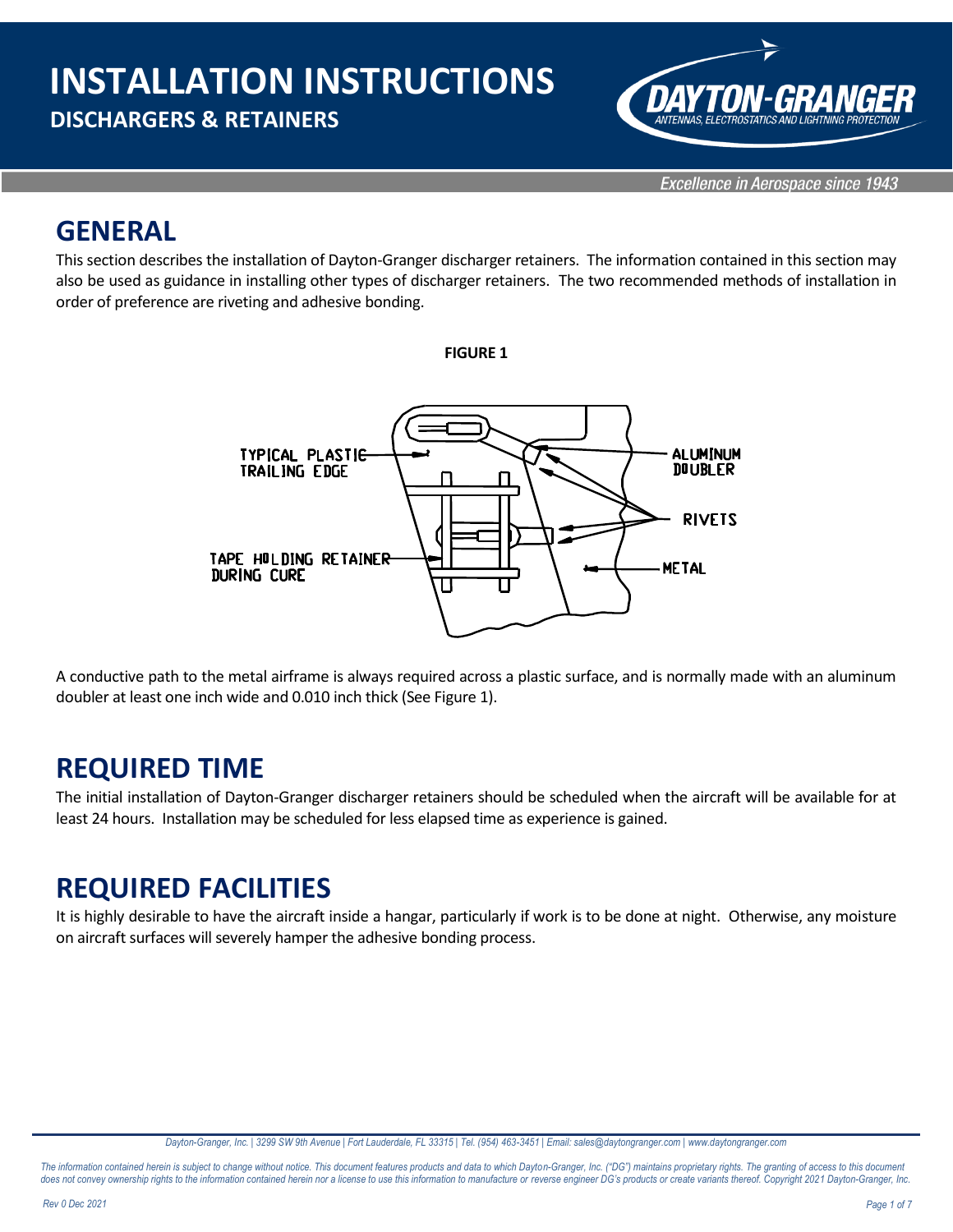# INSTALLATION INSTRUCTIONS

## DISCHARGERS & RETAINERS

## GENERAL

This section describes the installation of Dayton-Granger discharger retainers. The information contained in this section may also be used as guidance in installing other types of discharger retainers. The two recommended methods of installation in order of preference are riveting and adhesive bonding.

**FIGURE 1**

A conductive path to the metal airframe is always required across a plastic surface, and is normally made with an aluminum doubler at least one inch wide and 0.010 inch thick (See Figure 1).

## REQUIRED TIME

The initial installation of Dayton-Granger discharger retainers should be scheduled when the aircraft will be available for at least 24 hours. Installation may be scheduled for less elapsed time as experience is gained.

## REQUIRED FACILITIES

It is highly desirable to have the aircraft inside a hangar, particularly if work is to be done at night. Otherwise, any moisture on aircraft surfaces will severely hamper the adhesive bonding process.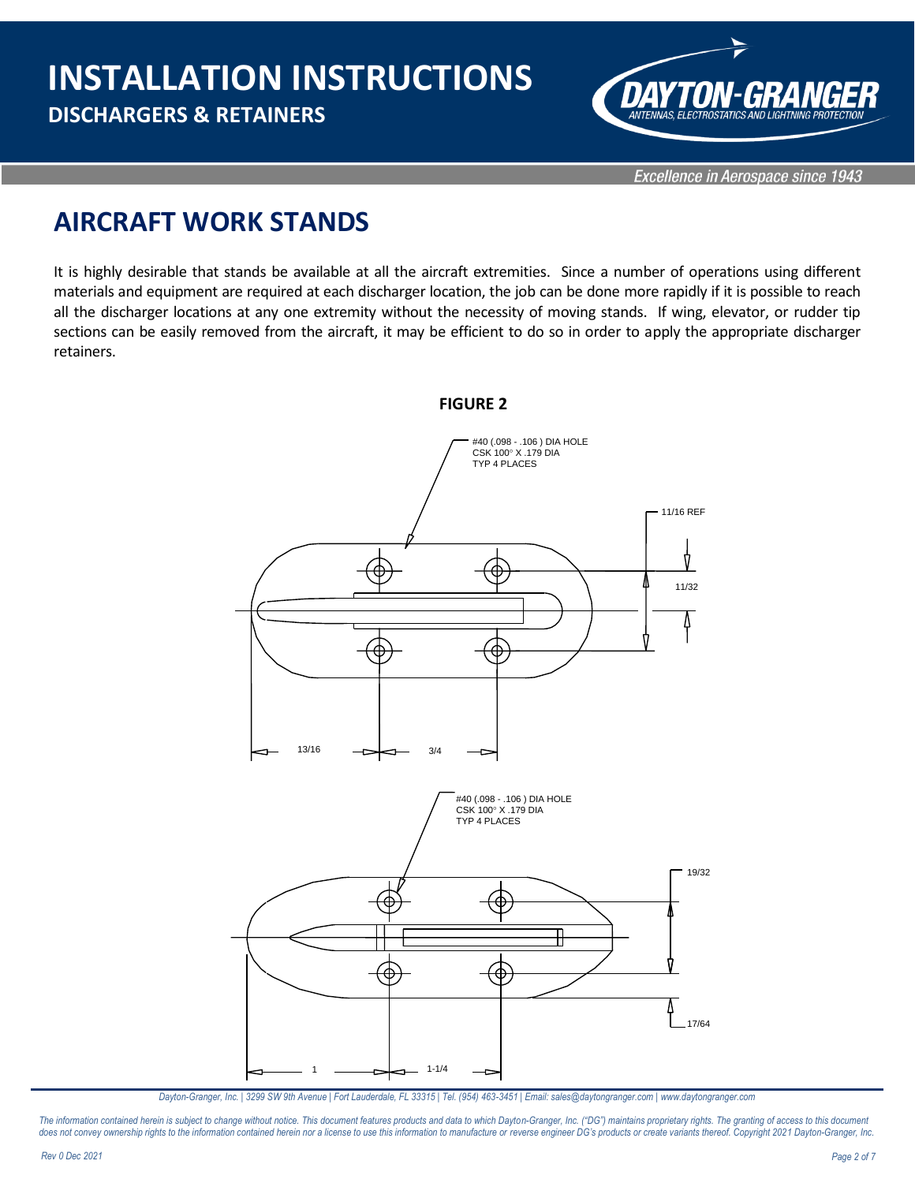## AIRCRAFT WORK STANDS

It is highly desirable that stands be available at all the aircraft extremities. Since a number of operations using different materials and equipment are required at each discharger location, the job can be done more rapidly if it is possible to reach all the discharger locations at any one extremity without the necessity of moving stands. If wing, elevator, or rudder tip sections can be easily removed from the aircraft, it may be efficient to do so in order to apply the appropriate discharger retainers.

**FIGURE 2**

#40 (.098 - .106 ) DIA HOLE
CSK 100° X .179 DIA
TYP 4 PLACES

11/16 REF

11/32

13/16

3/4

#40 (.098 - .106 ) DIA HOLE
CSK 100° X .179 DIA
TYP 4 PLACES

19/32

17/64

1

1-1/4

Dayton-Granger, Inc. | 3299 SW 9th Avenue | Fort Lauderdale, FL 33315 | Tel. (954) 463-3451 | Email: sales@daytongranger.com | www.daytongranger.com

*The information contained herein is subject to change without notice. This document features products and data to which Dayton-Granger, Inc. ("DG") maintains proprietary rights. The granting of access to this document does not convey ownership rights to the information contained herein nor a license to use this information to manufacture or reverse engineer DG's products or create variants thereof. Copyright 2021 Dayton-Granger, Inc.*

*Rev 0 Dec 2021*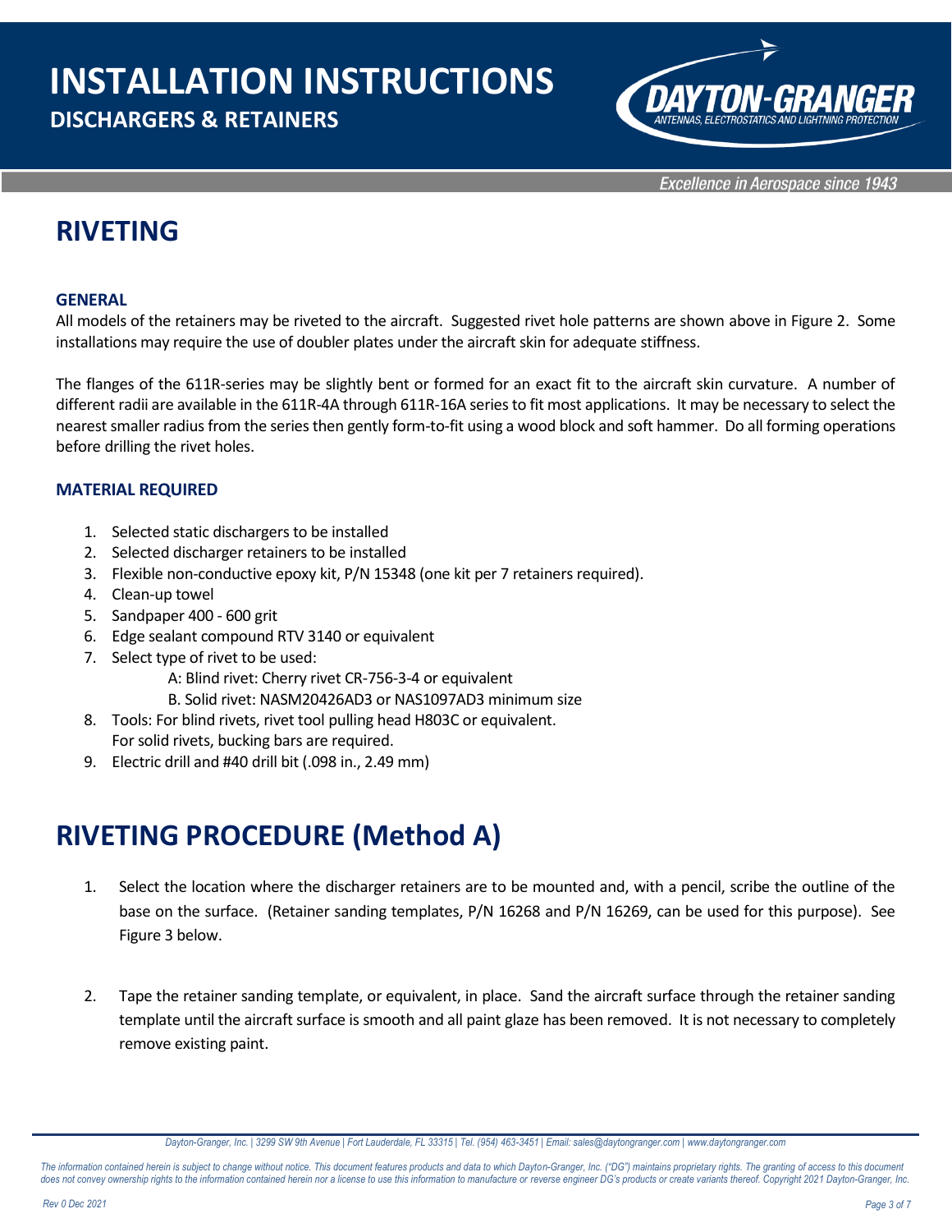# RIVETING

### GENERAL

All models of the retainers may be riveted to the aircraft. Suggested rivet hole patterns are shown above in Figure 2. Some installations may require the use of doubler plates under the aircraft skin for adequate stiffness.

The flanges of the 611R-series may be slightly bent or formed for an exact fit to the aircraft skin curvature. A number of different radii are available in the 611R-4A through 611R-16A series to fit most applications. It may be necessary to select the nearest smaller radius from the series then gently form-to-fit using a wood block and soft hammer. Do all forming operations before drilling the rivet holes.

### MATERIAL REQUIRED

1. Selected static dischargers to be installed
2. Selected discharger retainers to be installed
3. Flexible non-conductive epoxy kit, P/N 15348 (one kit per 7 retainers required).
4. Clean-up towel
5. Sandpaper 400 - 600 grit
6. Edge sealant compound RTV 3140 or equivalent
7. Select type of rivet to be used:
   A: Blind rivet: Cherry rivet CR-756-3-4 or equivalent
   B. Solid rivet: NASM20426AD3 or NAS1097AD3 minimum size
8. Tools: For blind rivets, rivet tool pulling head H803C or equivalent.
   For solid rivets, bucking bars are required.
9. Electric drill and #40 drill bit (.098 in., 2.49 mm)

# RIVETING PROCEDURE (Method A)

1. Select the location where the discharger retainers are to be mounted and, with a pencil, scribe the outline of the base on the surface. (Retainer sanding templates, P/N 16268 and P/N 16269, can be used for this purpose). See Figure 3 below.

2. Tape the retainer sanding template, or equivalent, in place. Sand the aircraft surface through the retainer sanding template until the aircraft surface is smooth and all paint glaze has been removed. It is not necessary to completely remove existing paint.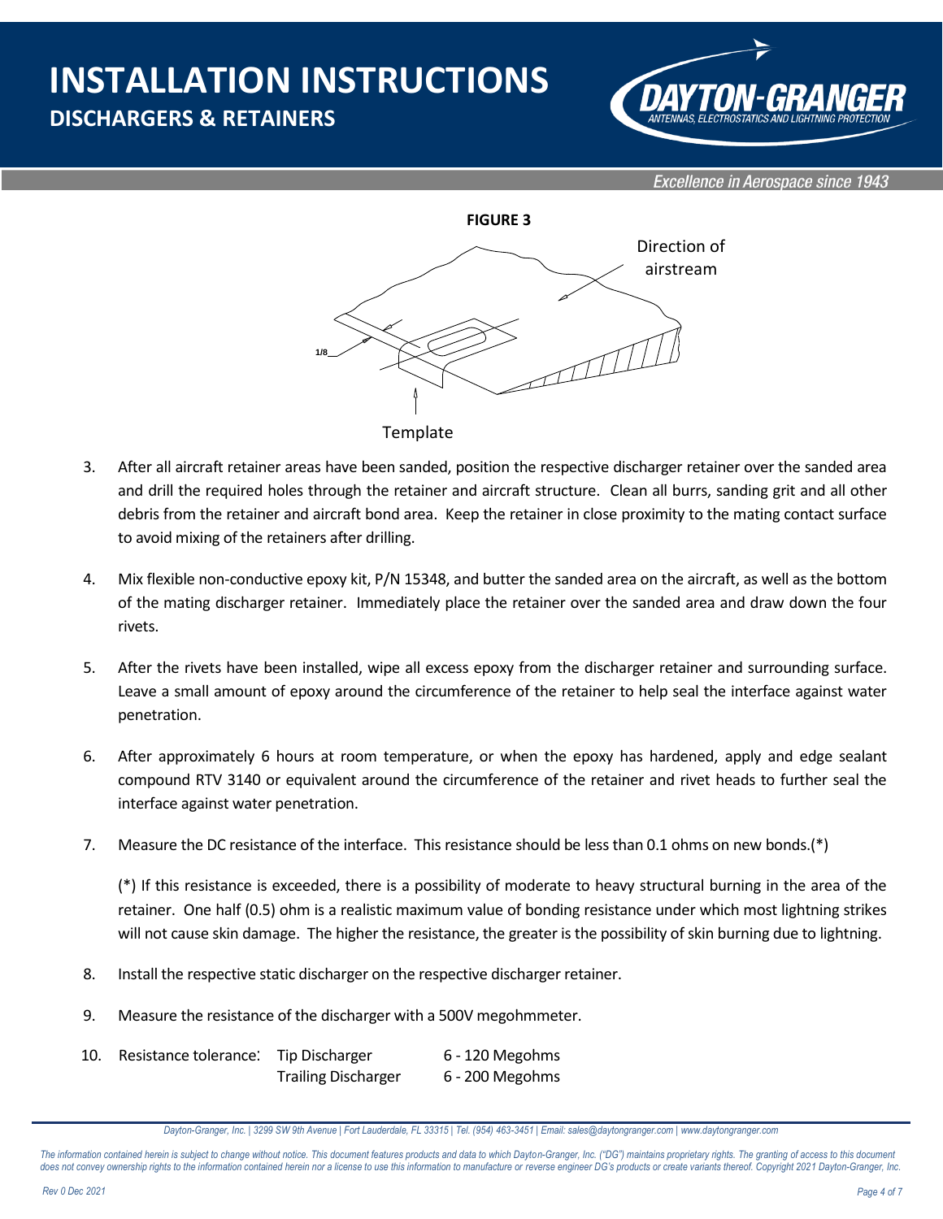**FIGURE 3**

Direction of airstream

1/8

Template

3. After all aircraft retainer areas have been sanded, position the respective discharger retainer over the sanded area and drill the required holes through the retainer and aircraft structure. Clean all burrs, sanding grit and all other debris from the retainer and aircraft bond area. Keep the retainer in close proximity to the mating contact surface to avoid mixing of the retainers after drilling.

4. Mix flexible non-conductive epoxy kit, P/N 15348, and butter the sanded area on the aircraft, as well as the bottom of the mating discharger retainer. Immediately place the retainer over the sanded area and draw down the four rivets.

5. After the rivets have been installed, wipe all excess epoxy from the discharger retainer and surrounding surface. Leave a small amount of epoxy around the circumference of the retainer to help seal the interface against water penetration.

6. After approximately 6 hours at room temperature, or when the epoxy has hardened, apply and edge sealant compound RTV 3140 or equivalent around the circumference of the retainer and rivet heads to further seal the interface against water penetration.

7. Measure the DC resistance of the interface. This resistance should be less than 0.1 ohms on new bonds.(*)

   (*) If this resistance is exceeded, there is a possibility of moderate to heavy structural burning in the area of the retainer. One half (0.5) ohm is a realistic maximum value of bonding resistance under which most lightning strikes will not cause skin damage. The higher the resistance, the greater is the possibility of skin burning due to lightning.

8. Install the respective static discharger on the respective discharger retainer.

9. Measure the resistance of the discharger with a 500V megohmmeter.

10. Resistance tolerance:

| | |
|---|---|
| Tip Discharger | 6 - 120 Megohms |
| Trailing Discharger | 6 - 200 Megohms |

*Dayton-Granger, Inc. | 3299 SW 9th Avenue | Fort Lauderdale, FL 33315 | Tel. (954) 463-3451 | Email: sales@daytongranger.com | www.daytongranger.com*

*The information contained herein is subject to change without notice. This document features products and data to which Dayton-Granger, Inc. ("DG") maintains proprietary rights. The granting of access to this document does not convey ownership rights to the information contained herein nor a license to use this information to manufacture or reverse engineer DG's products or create variants thereof. Copyright 2021 Dayton-Granger, Inc.*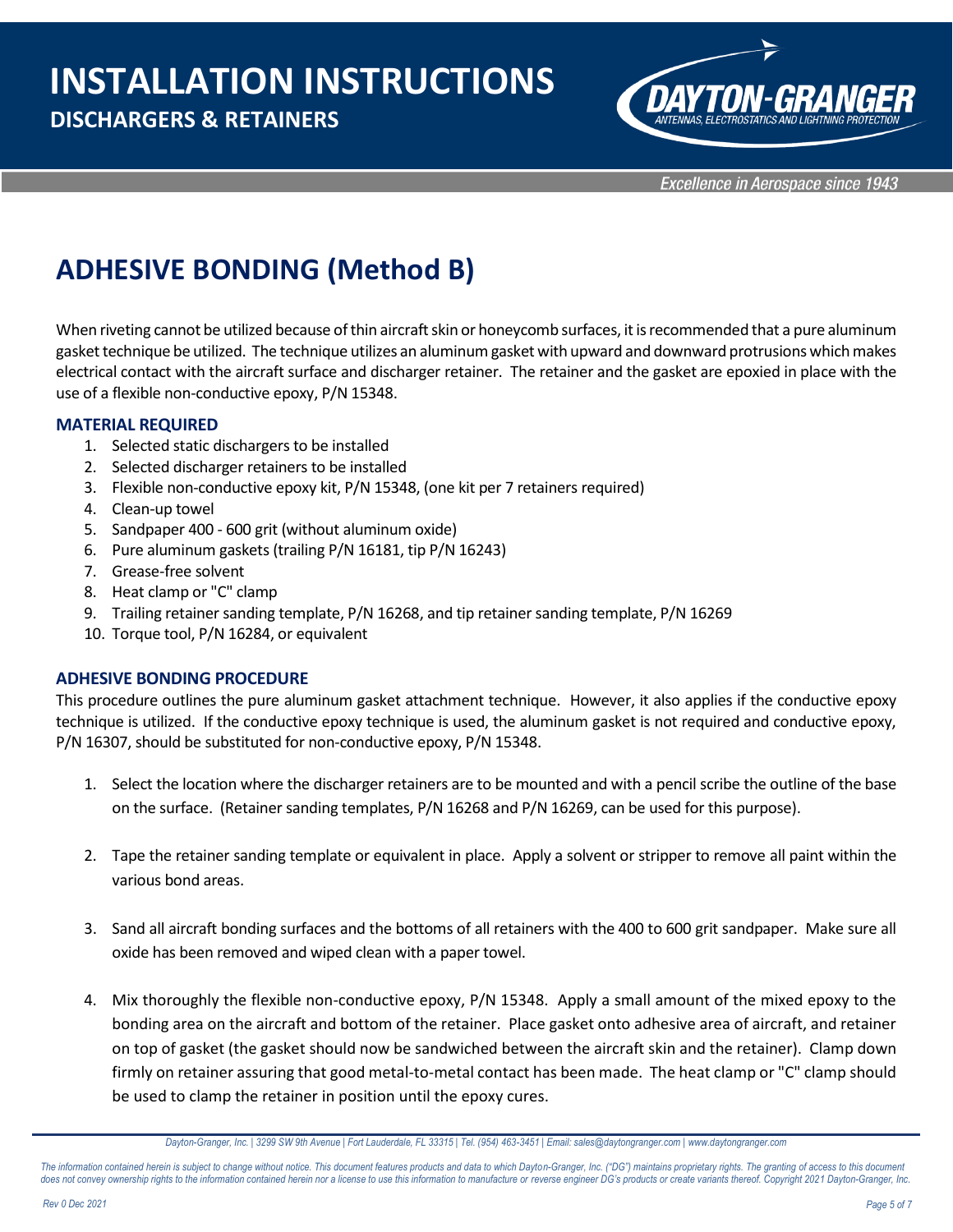# ADHESIVE BONDING (Method B)

When riveting cannot be utilized because of thin aircraft skin or honeycomb surfaces, it is recommended that a pure aluminum gasket technique be utilized. The technique utilizes an aluminum gasket with upward and downward protrusions which makes electrical contact with the aircraft surface and discharger retainer. The retainer and the gasket are epoxied in place with the use of a flexible non-conductive epoxy, P/N 15348.

### MATERIAL REQUIRED

1. Selected static dischargers to be installed
2. Selected discharger retainers to be installed
3. Flexible non-conductive epoxy kit, P/N 15348, (one kit per 7 retainers required)
4. Clean-up towel
5. Sandpaper 400 - 600 grit (without aluminum oxide)
6. Pure aluminum gaskets (trailing P/N 16181, tip P/N 16243)
7. Grease-free solvent
8. Heat clamp or "C" clamp
9. Trailing retainer sanding template, P/N 16268, and tip retainer sanding template, P/N 16269
10. Torque tool, P/N 16284, or equivalent

### ADHESIVE BONDING PROCEDURE

This procedure outlines the pure aluminum gasket attachment technique. However, it also applies if the conductive epoxy technique is utilized. If the conductive epoxy technique is used, the aluminum gasket is not required and conductive epoxy, P/N 16307, should be substituted for non-conductive epoxy, P/N 15348.

1. Select the location where the discharger retainers are to be mounted and with a pencil scribe the outline of the base on the surface. (Retainer sanding templates, P/N 16268 and P/N 16269, can be used for this purpose).

2. Tape the retainer sanding template or equivalent in place. Apply a solvent or stripper to remove all paint within the various bond areas.

3. Sand all aircraft bonding surfaces and the bottoms of all retainers with the 400 to 600 grit sandpaper. Make sure all oxide has been removed and wiped clean with a paper towel.

4. Mix thoroughly the flexible non-conductive epoxy, P/N 15348. Apply a small amount of the mixed epoxy to the bonding area on the aircraft and bottom of the retainer. Place gasket onto adhesive area of aircraft, and retainer on top of gasket (the gasket should now be sandwiched between the aircraft skin and the retainer). Clamp down firmly on retainer assuring that good metal-to-metal contact has been made. The heat clamp or "C" clamp should be used to clamp the retainer in position until the epoxy cures.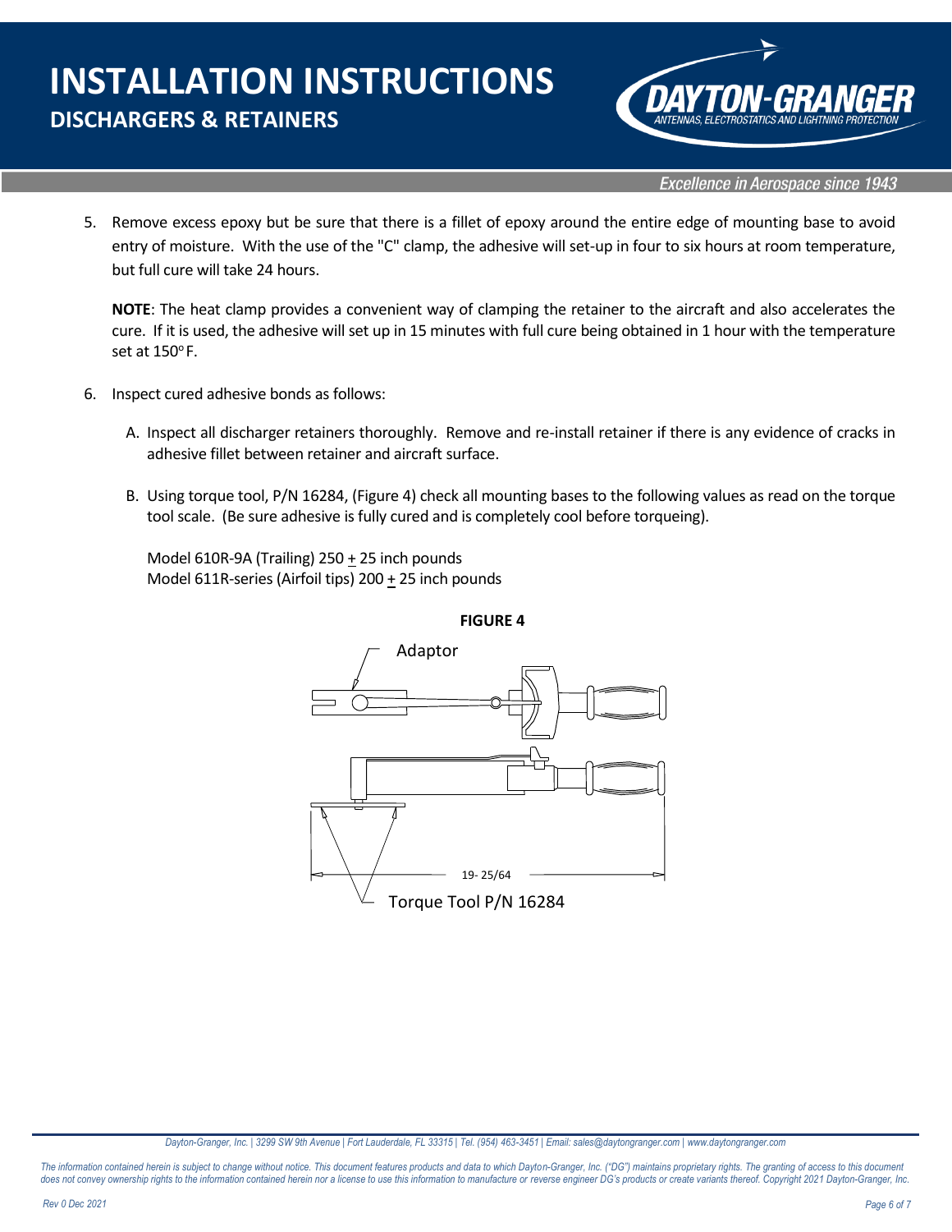5. Remove excess epoxy but be sure that there is a fillet of epoxy around the entire edge of mounting base to avoid entry of moisture. With the use of the "C" clamp, the adhesive will set-up in four to six hours at room temperature, but full cure will take 24 hours.

   **NOTE**: The heat clamp provides a convenient way of clamping the retainer to the aircraft and also accelerates the cure. If it is used, the adhesive will set up in 15 minutes with full cure being obtained in 1 hour with the temperature set at 150°F.

6. Inspect cured adhesive bonds as follows:

   A. Inspect all discharger retainers thoroughly. Remove and re-install retainer if there is any evidence of cracks in adhesive fillet between retainer and aircraft surface.

   B. Using torque tool, P/N 16284, (Figure 4) check all mounting bases to the following values as read on the torque tool scale. (Be sure adhesive is fully cured and is completely cool before torqueing).

   Model 610R-9A (Trailing) 250 ± 25 inch pounds
   Model 611R-series (Airfoil tips) 200 ± 25 inch pounds

**FIGURE 4**

Adaptor

19- 25/64

Torque Tool P/N 16284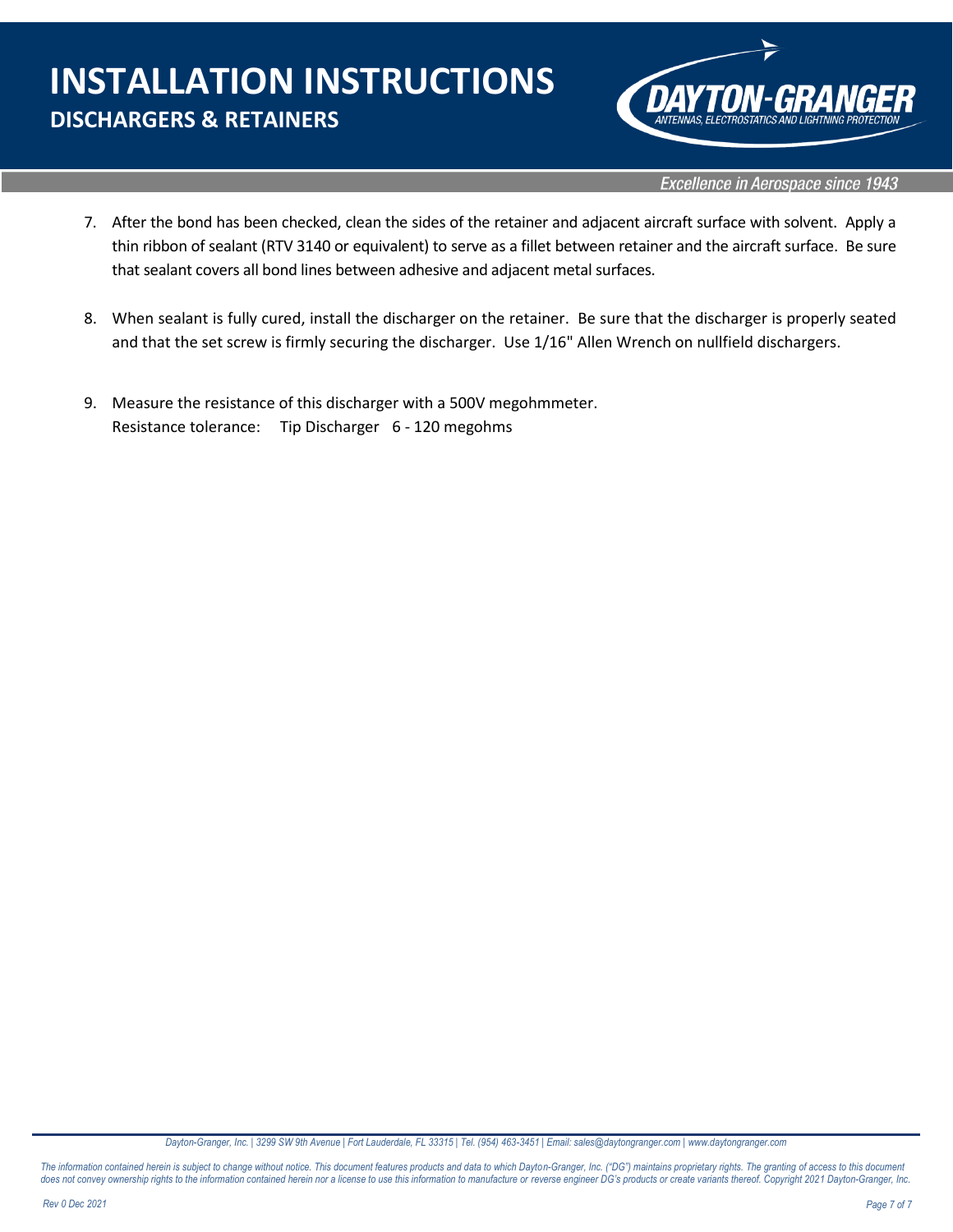7. After the bond has been checked, clean the sides of the retainer and adjacent aircraft surface with solvent. Apply a thin ribbon of sealant (RTV 3140 or equivalent) to serve as a fillet between retainer and the aircraft surface. Be sure that sealant covers all bond lines between adhesive and adjacent metal surfaces.

8. When sealant is fully cured, install the discharger on the retainer. Be sure that the discharger is properly seated and that the set screw is firmly securing the discharger. Use 1/16" Allen Wrench on nullfield dischargers.

9. Measure the resistance of this discharger with a 500V megohmmeter.
   Resistance tolerance: Tip Discharger 6 - 120 megohms